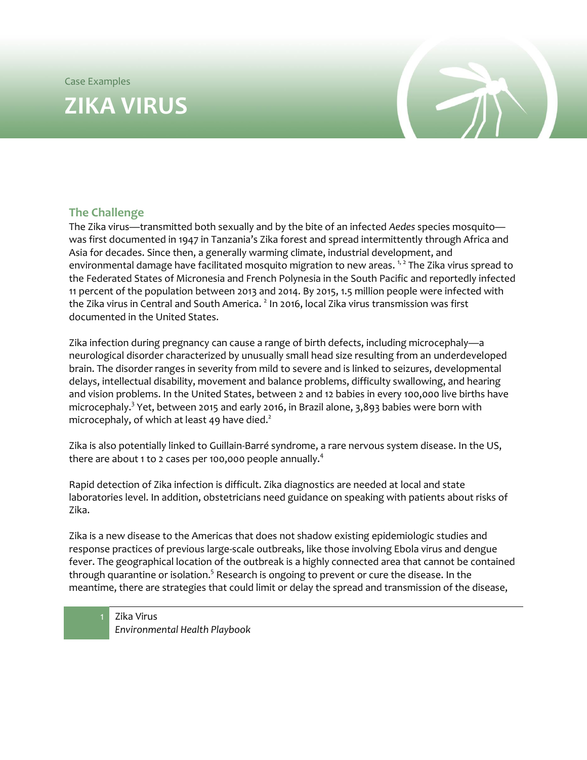Case Examples

# ZIKA VIRUS

## The Challenge

The Zika virus—transmitted both sexually and by the bite of an infected *Aedes* species mosquito—was first documented in 1947 in Tanzania's Zika forest and spread intermittently through Africa and Asia for decades. Since then, a generally warming climate, industrial development, and environmental damage have facilitated mosquito migration to new areas. [1, 2] The Zika virus spread to the Federated States of Micronesia and French Polynesia in the South Pacific and reportedly infected 11 percent of the population between 2013 and 2014. By 2015, 1.5 million people were infected with the Zika virus in Central and South America. [2] In 2016, local Zika virus transmission was first documented in the United States.

Zika infection during pregnancy can cause a range of birth defects, including microcephaly—a neurological disorder characterized by unusually small head size resulting from an underdeveloped brain. The disorder ranges in severity from mild to severe and is linked to seizures, developmental delays, intellectual disability, movement and balance problems, difficulty swallowing, and hearing and vision problems. In the United States, between 2 and 12 babies in every 100,000 live births have microcephaly.[3] Yet, between 2015 and early 2016, in Brazil alone, 3,893 babies were born with microcephaly, of which at least 49 have died.[2]

Zika is also potentially linked to Guillain-Barré syndrome, a rare nervous system disease. In the US, there are about 1 to 2 cases per 100,000 people annually.[4]

Rapid detection of Zika infection is difficult. Zika diagnostics are needed at local and state laboratories level. In addition, obstetricians need guidance on speaking with patients about risks of Zika.

Zika is a new disease to the Americas that does not shadow existing epidemiologic studies and response practices of previous large-scale outbreaks, like those involving Ebola virus and dengue fever. The geographical location of the outbreak is a highly connected area that cannot be contained through quarantine or isolation.[5] Research is ongoing to prevent or cure the disease. In the meantime, there are strategies that could limit or delay the spread and transmission of the disease,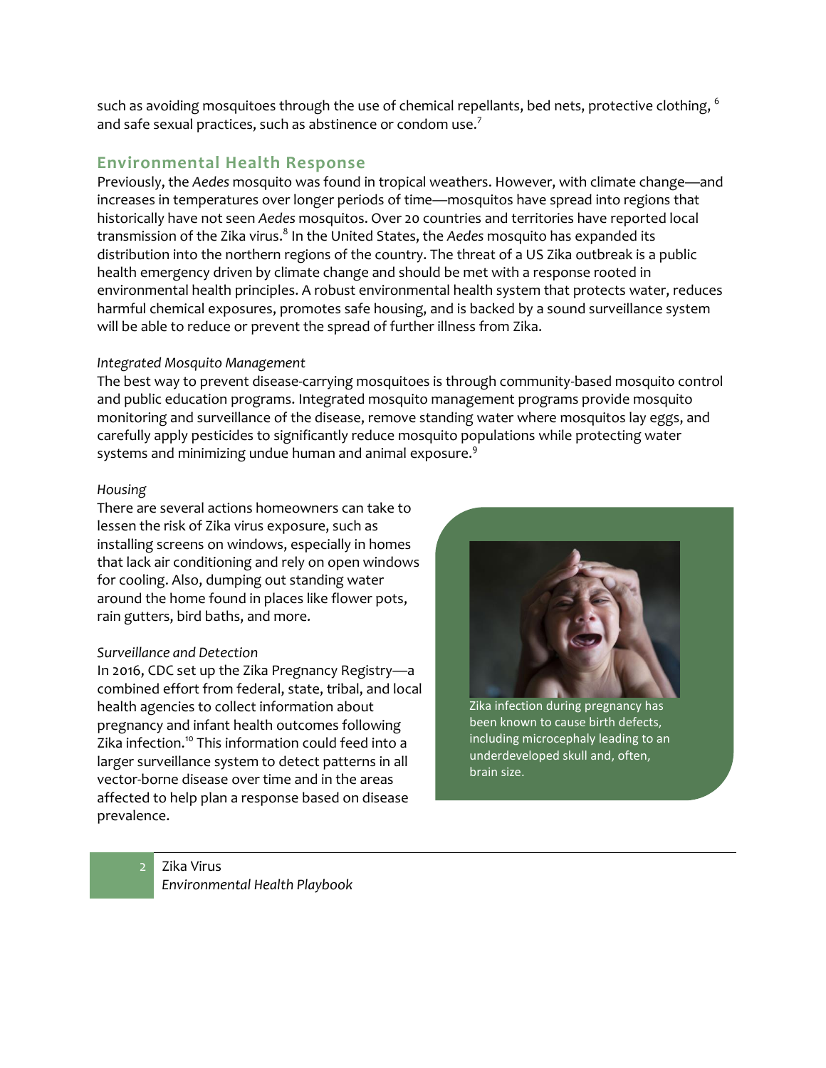such as avoiding mosquitoes through the use of chemical repellants, bed nets, protective clothing, [6] and safe sexual practices, such as abstinence or condom use.[7]

## Environmental Health Response

Previously, the *Aedes* mosquito was found in tropical weathers. However, with climate change—and increases in temperatures over longer periods of time—mosquitos have spread into regions that historically have not seen *Aedes* mosquitos. Over 20 countries and territories have reported local transmission of the Zika virus.[8] In the United States, the *Aedes* mosquito has expanded its distribution into the northern regions of the country. The threat of a US Zika outbreak is a public health emergency driven by climate change and should be met with a response rooted in environmental health principles. A robust environmental health system that protects water, reduces harmful chemical exposures, promotes safe housing, and is backed by a sound surveillance system will be able to reduce or prevent the spread of further illness from Zika.

### *Integrated Mosquito Management*

The best way to prevent disease-carrying mosquitoes is through community-based mosquito control and public education programs. Integrated mosquito management programs provide mosquito monitoring and surveillance of the disease, remove standing water where mosquitos lay eggs, and carefully apply pesticides to significantly reduce mosquito populations while protecting water systems and minimizing undue human and animal exposure.[9]

### *Housing*

There are several actions homeowners can take to lessen the risk of Zika virus exposure, such as installing screens on windows, especially in homes that lack air conditioning and rely on open windows for cooling. Also, dumping out standing water around the home found in places like flower pots, rain gutters, bird baths, and more.

### *Surveillance and Detection*

In 2016, CDC set up the Zika Pregnancy Registry—a combined effort from federal, state, tribal, and local health agencies to collect information about pregnancy and infant health outcomes following Zika infection.[10] This information could feed into a larger surveillance system to detect patterns in all vector-borne disease over time and in the areas affected to help plan a response based on disease prevalence.

Zika infection during pregnancy has been known to cause birth defects, including microcephaly leading to an underdeveloped skull and, often, brain size.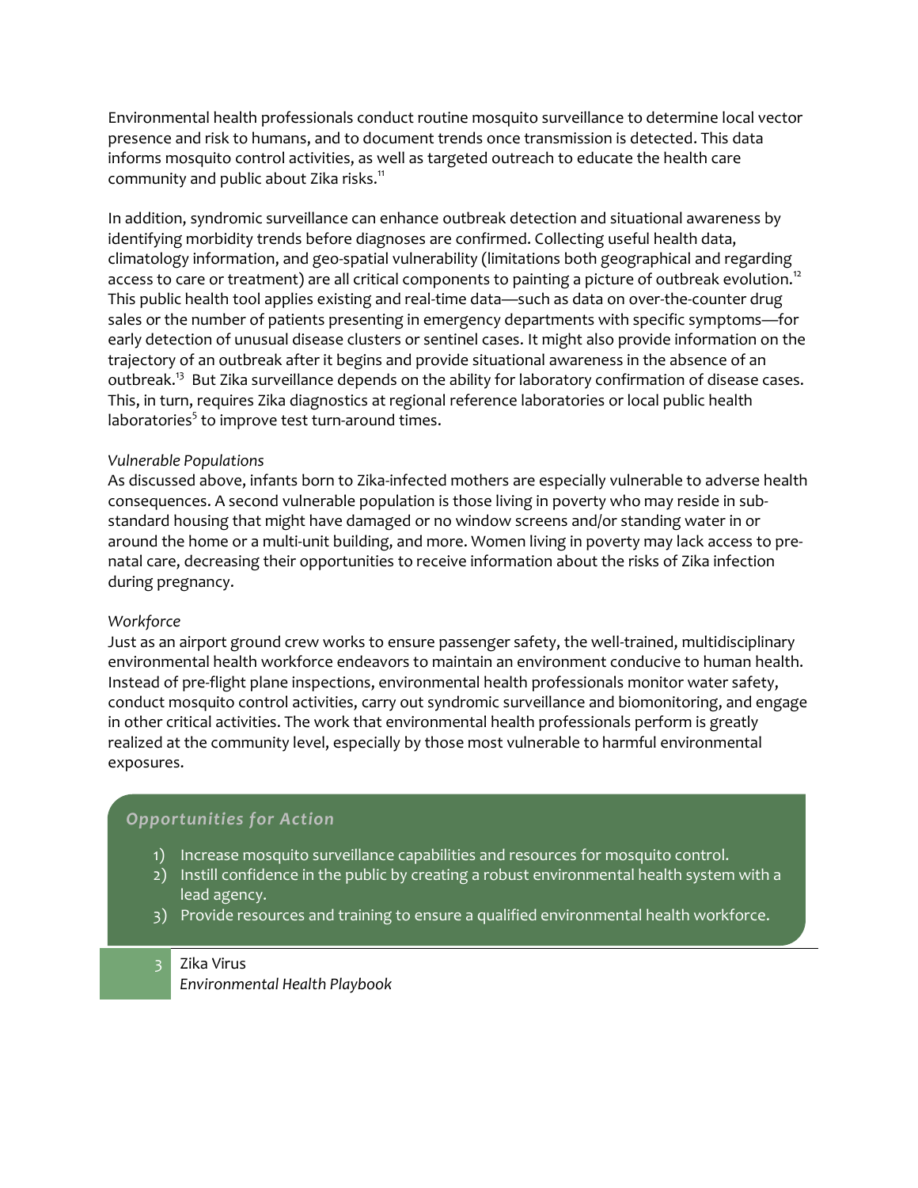Environmental health professionals conduct routine mosquito surveillance to determine local vector presence and risk to humans, and to document trends once transmission is detected. This data informs mosquito control activities, as well as targeted outreach to educate the health care community and public about Zika risks.[11]

In addition, syndromic surveillance can enhance outbreak detection and situational awareness by identifying morbidity trends before diagnoses are confirmed. Collecting useful health data, climatology information, and geo-spatial vulnerability (limitations both geographical and regarding access to care or treatment) are all critical components to painting a picture of outbreak evolution.[12] This public health tool applies existing and real-time data—such as data on over-the-counter drug sales or the number of patients presenting in emergency departments with specific symptoms—for early detection of unusual disease clusters or sentinel cases. It might also provide information on the trajectory of an outbreak after it begins and provide situational awareness in the absence of an outbreak.[13] But Zika surveillance depends on the ability for laboratory confirmation of disease cases. This, in turn, requires Zika diagnostics at regional reference laboratories or local public health laboratories[5] to improve test turn-around times.

*Vulnerable Populations*

As discussed above, infants born to Zika-infected mothers are especially vulnerable to adverse health consequences. A second vulnerable population is those living in poverty who may reside in sub-standard housing that might have damaged or no window screens and/or standing water in or around the home or a multi-unit building, and more. Women living in poverty may lack access to pre-natal care, decreasing their opportunities to receive information about the risks of Zika infection during pregnancy.

*Workforce*

Just as an airport ground crew works to ensure passenger safety, the well-trained, multidisciplinary environmental health workforce endeavors to maintain an environment conducive to human health. Instead of pre-flight plane inspections, environmental health professionals monitor water safety, conduct mosquito control activities, carry out syndromic surveillance and biomonitoring, and engage in other critical activities. The work that environmental health professionals perform is greatly realized at the community level, especially by those most vulnerable to harmful environmental exposures.

### *Opportunities for Action*

1) Increase mosquito surveillance capabilities and resources for mosquito control.
2) Instill confidence in the public by creating a robust environmental health system with a lead agency.
3) Provide resources and training to ensure a qualified environmental health workforce.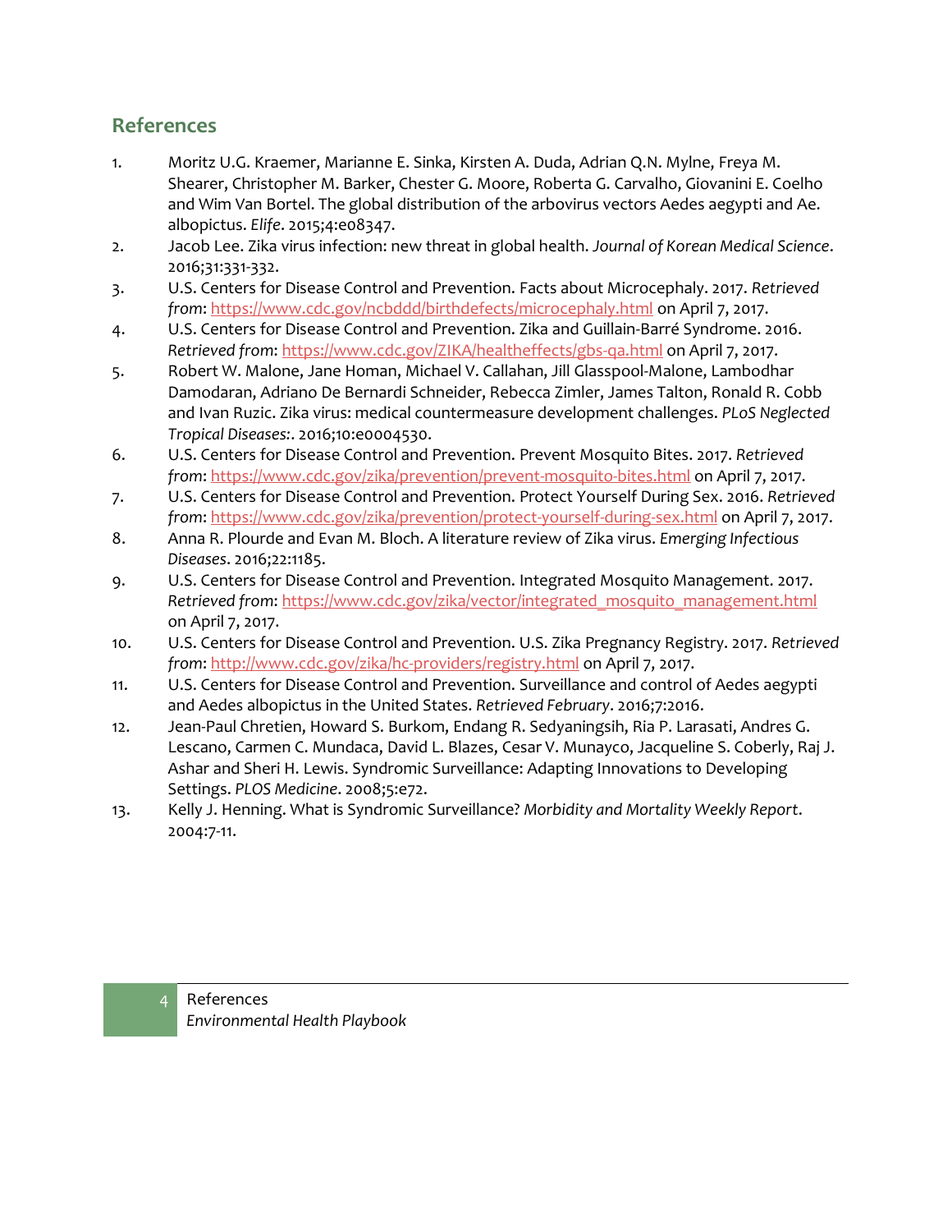## References

1. Moritz U.G. Kraemer, Marianne E. Sinka, Kirsten A. Duda, Adrian Q.N. Mylne, Freya M. Shearer, Christopher M. Barker, Chester G. Moore, Roberta G. Carvalho, Giovanini E. Coelho and Wim Van Bortel. The global distribution of the arbovirus vectors Aedes aegypti and Ae. albopictus. *Elife*. 2015;4:e08347.
2. Jacob Lee. Zika virus infection: new threat in global health. *Journal of Korean Medical Science*. 2016;31:331-332.
3. U.S. Centers for Disease Control and Prevention. Facts about Microcephaly. 2017. *Retrieved from*: https://www.cdc.gov/ncbddd/birthdefects/microcephaly.html on April 7, 2017.
4. U.S. Centers for Disease Control and Prevention. Zika and Guillain-Barré Syndrome. 2016. *Retrieved from*: https://www.cdc.gov/ZIKA/healtheffects/gbs-qa.html on April 7, 2017.
5. Robert W. Malone, Jane Homan, Michael V. Callahan, Jill Glasspool-Malone, Lambodhar Damodaran, Adriano De Bernardi Schneider, Rebecca Zimler, James Talton, Ronald R. Cobb and Ivan Ruzic. Zika virus: medical countermeasure development challenges. *PLoS Neglected Tropical Diseases:*. 2016;10:e0004530.
6. U.S. Centers for Disease Control and Prevention. Prevent Mosquito Bites. 2017. *Retrieved from*: https://www.cdc.gov/zika/prevention/prevent-mosquito-bites.html on April 7, 2017.
7. U.S. Centers for Disease Control and Prevention. Protect Yourself During Sex. 2016. *Retrieved from*: https://www.cdc.gov/zika/prevention/protect-yourself-during-sex.html on April 7, 2017.
8. Anna R. Plourde and Evan M. Bloch. A literature review of Zika virus. *Emerging Infectious Diseases*. 2016;22:1185.
9. U.S. Centers for Disease Control and Prevention. Integrated Mosquito Management. 2017. *Retrieved from*: https://www.cdc.gov/zika/vector/integrated_mosquito_management.html on April 7, 2017.
10. U.S. Centers for Disease Control and Prevention. U.S. Zika Pregnancy Registry. 2017. *Retrieved from*: http://www.cdc.gov/zika/hc-providers/registry.html on April 7, 2017.
11. U.S. Centers for Disease Control and Prevention. Surveillance and control of Aedes aegypti and Aedes albopictus in the United States. *Retrieved February*. 2016;7:2016.
12. Jean-Paul Chretien, Howard S. Burkom, Endang R. Sedyaningsih, Ria P. Larasati, Andres G. Lescano, Carmen C. Mundaca, David L. Blazes, Cesar V. Munayco, Jacqueline S. Coberly, Raj J. Ashar and Sheri H. Lewis. Syndromic Surveillance: Adapting Innovations to Developing Settings. *PLOS Medicine*. 2008;5:e72.
13. Kelly J. Henning. What is Syndromic Surveillance? *Morbidity and Mortality Weekly Report*. 2004:7-11.